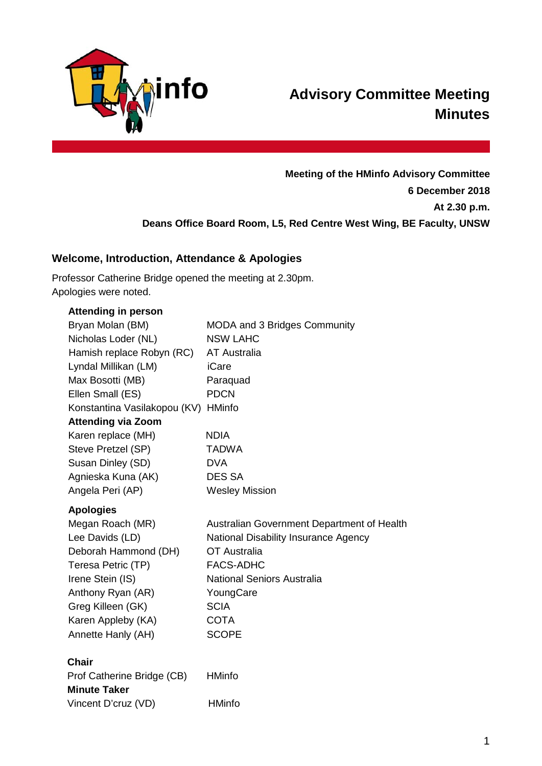# Advisory Committee Meeting Minutes

**Meeting of the HMinfo Advisory Committee**
**6 December 2018**
**At 2.30 p.m.**
**Deans Office Board Room, L5, Red Centre West Wing, BE Faculty, UNSW**

## Welcome, Introduction, Attendance & Apologies

Professor Catherine Bridge opened the meeting at 2.30pm.
Apologies were noted.

**Attending in person**

| | |
|---|---|
| Bryan Molan (BM) | MODA and 3 Bridges Community |
| Nicholas Loder (NL) | NSW LAHC |
| Hamish replace Robyn (RC) | AT Australia |
| Lyndal Millikan (LM) | iCare |
| Max Bosotti (MB) | Paraquad |
| Ellen Small (ES) | PDCN |
| Konstantina Vasilakopou (KV) | HMinfo |

**Attending via Zoom**

| | |
|---|---|
| Karen replace (MH) | NDIA |
| Steve Pretzel (SP) | TADWA |
| Susan Dinley (SD) | DVA |
| Agnieska Kuna (AK) | DES SA |
| Angela Peri (AP) | Wesley Mission |

**Apologies**

| | |
|---|---|
| Megan Roach (MR) | Australian Government Department of Health |
| Lee Davids (LD) | National Disability Insurance Agency |
| Deborah Hammond (DH) | OT Australia |
| Teresa Petric (TP) | FACS-ADHC |
| Irene Stein (IS) | National Seniors Australia |
| Anthony Ryan (AR) | YoungCare |
| Greg Killeen (GK) | SCIA |
| Karen Appleby (KA) | COTA |
| Annette Hanly (AH) | SCOPE |

**Chair**

| | |
|---|---|
| Prof Catherine Bridge (CB) | HMinfo |

**Minute Taker**

| | |
|---|---|
| Vincent D'cruz (VD) | HMinfo |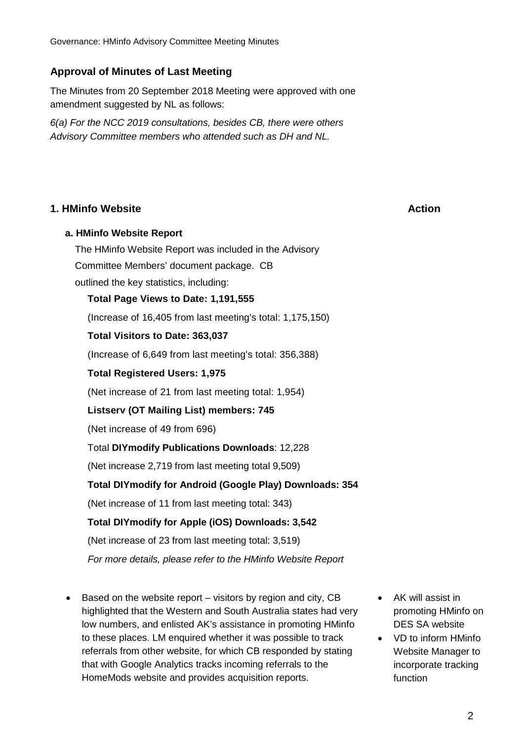## Approval of Minutes of Last Meeting

The Minutes from 20 September 2018 Meeting were approved with one amendment suggested by NL as follows:

*6(a) For the NCC 2019 consultations, besides CB, there were others Advisory Committee members who attended such as DH and NL.*

## 1. HMinfo Website

**Action**

### a. HMinfo Website Report

The HMinfo Website Report was included in the Advisory Committee Members' document package. CB outlined the key statistics, including:

**Total Page Views to Date: 1,191,555**

(Increase of 16,405 from last meeting's total: 1,175,150)

**Total Visitors to Date: 363,037**

(Increase of 6,649 from last meeting's total: 356,388)

**Total Registered Users: 1,975**

(Net increase of 21 from last meeting total: 1,954)

**Listserv (OT Mailing List) members: 745**

(Net increase of 49 from 696)

Total **DIYmodify Publications Downloads**: 12,228

(Net increase 2,719 from last meeting total 9,509)

**Total DIYmodify for Android (Google Play) Downloads: 354**

(Net increase of 11 from last meeting total: 343)

**Total DIYmodify for Apple (iOS) Downloads: 3,542**

(Net increase of 23 from last meeting total: 3,519)

*For more details, please refer to the HMinfo Website Report*

- Based on the website report – visitors by region and city, CB highlighted that the Western and South Australia states had very low numbers, and enlisted AK's assistance in promoting HMinfo to these places. LM enquired whether it was possible to track referrals from other website, for which CB responded by stating that with Google Analytics tracks incoming referrals to the HomeMods website and provides acquisition reports.

**Action:**

- AK will assist in promoting HMinfo on DES SA website
- VD to inform HMinfo Website Manager to incorporate tracking function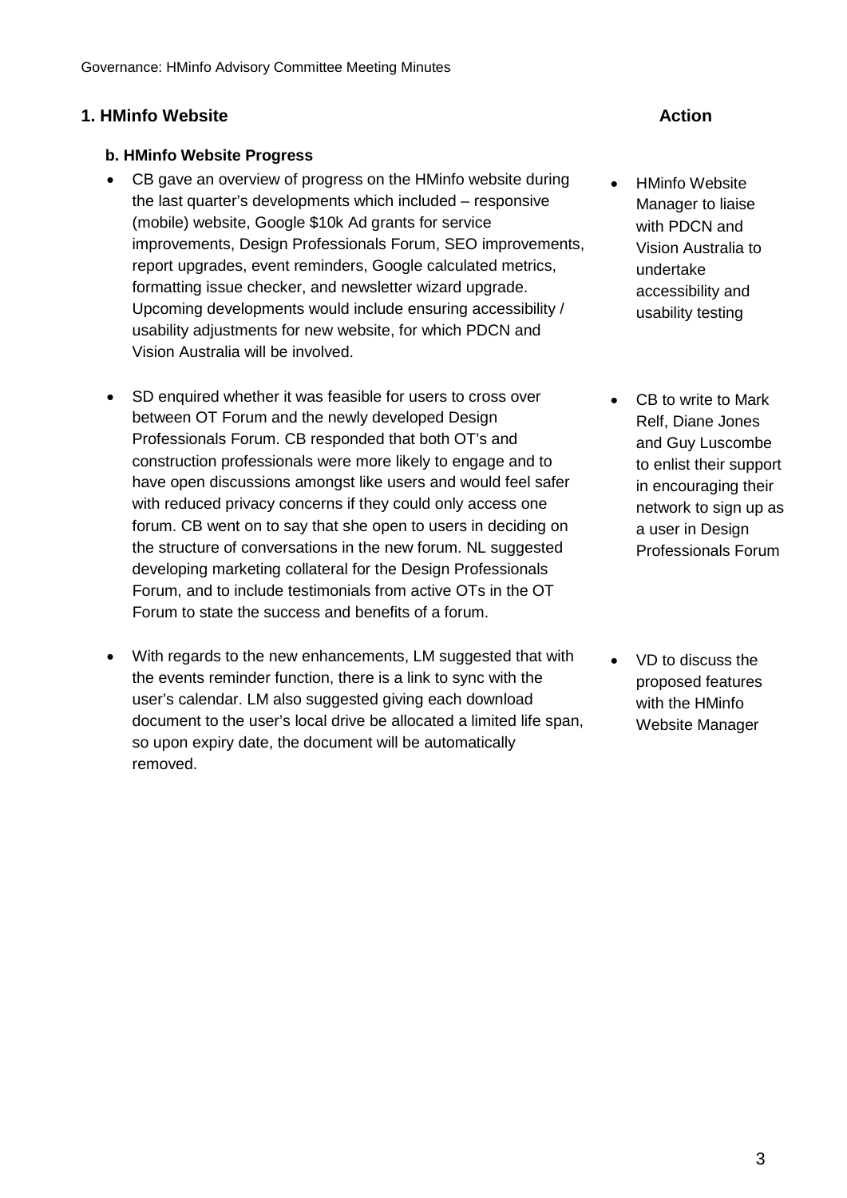## 1. HMinfo Website

### b. HMinfo Website Progress

| | Action |
|---|---|
| • CB gave an overview of progress on the HMinfo website during the last quarter's developments which included – responsive (mobile) website, Google $10k Ad grants for service improvements, Design Professionals Forum, SEO improvements, report upgrades, event reminders, Google calculated metrics, formatting issue checker, and newsletter wizard upgrade. Upcoming developments would include ensuring accessibility / usability adjustments for new website, for which PDCN and Vision Australia will be involved. | • HMinfo Website Manager to liaise with PDCN and Vision Australia to undertake accessibility and usability testing |
| • SD enquired whether it was feasible for users to cross over between OT Forum and the newly developed Design Professionals Forum. CB responded that both OT's and construction professionals were more likely to engage and to have open discussions amongst like users and would feel safer with reduced privacy concerns if they could only access one forum. CB went on to say that she open to users in deciding on the structure of conversations in the new forum. NL suggested developing marketing collateral for the Design Professionals Forum, and to include testimonials from active OTs in the OT Forum to state the success and benefits of a forum. | • CB to write to Mark Relf, Diane Jones and Guy Luscombe to enlist their support in encouraging their network to sign up as a user in Design Professionals Forum |
| • With regards to the new enhancements, LM suggested that with the events reminder function, there is a link to sync with the user's calendar. LM also suggested giving each download document to the user's local drive be allocated a limited life span, so upon expiry date, the document will be automatically removed. | • VD to discuss the proposed features with the HMinfo Website Manager |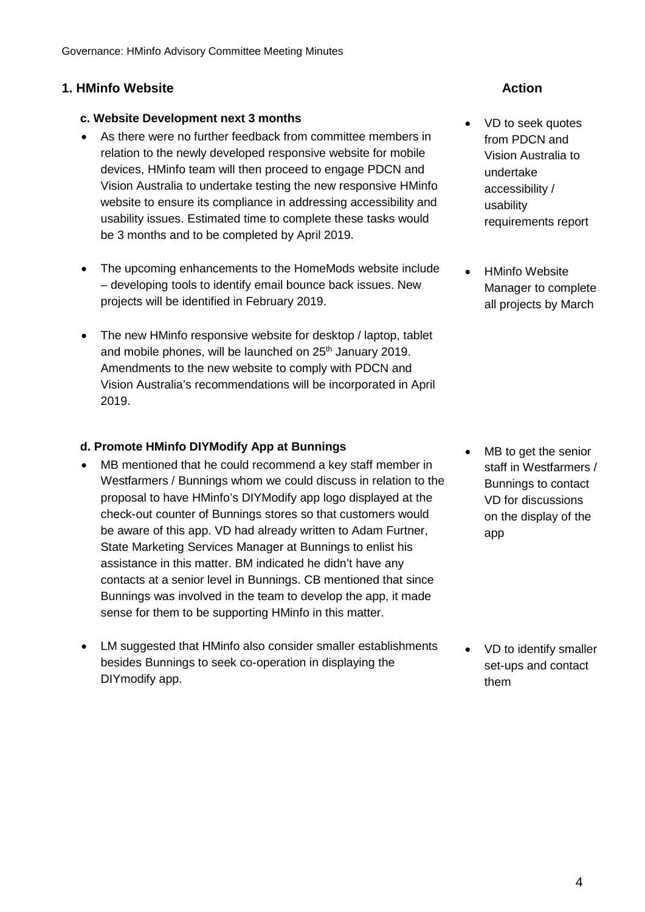## 1. HMinfo Website

**Action**

### c. Website Development next 3 months

- As there were no further feedback from committee members in relation to the newly developed responsive website for mobile devices, HMinfo team will then proceed to engage PDCN and Vision Australia to undertake testing the new responsive HMinfo website to ensure its compliance in addressing accessibility and usability issues. Estimated time to complete these tasks would be 3 months and to be completed by April 2019.
  - *Action:* VD to seek quotes from PDCN and Vision Australia to undertake accessibility / usability requirements report
- The upcoming enhancements to the HomeMods website include – developing tools to identify email bounce back issues. New projects will be identified in February 2019.
  - *Action:* HMinfo Website Manager to complete all projects by March
- The new HMinfo responsive website for desktop / laptop, tablet and mobile phones, will be launched on 25th January 2019. Amendments to the new website to comply with PDCN and Vision Australia's recommendations will be incorporated in April 2019.

### d. Promote HMinfo DIYModify App at Bunnings

- MB mentioned that he could recommend a key staff member in Westfarmers / Bunnings whom we could discuss in relation to the proposal to have HMinfo's DIYModify app logo displayed at the check-out counter of Bunnings stores so that customers would be aware of this app. VD had already written to Adam Furtner, State Marketing Services Manager at Bunnings to enlist his assistance in this matter. BM indicated he didn't have any contacts at a senior level in Bunnings. CB mentioned that since Bunnings was involved in the team to develop the app, it made sense for them to be supporting HMinfo in this matter.
  - *Action:* MB to get the senior staff in Westfarmers / Bunnings to contact VD for discussions on the display of the app
- LM suggested that HMinfo also consider smaller establishments besides Bunnings to seek co-operation in displaying the DIYmodify app.
  - *Action:* VD to identify smaller set-ups and contact them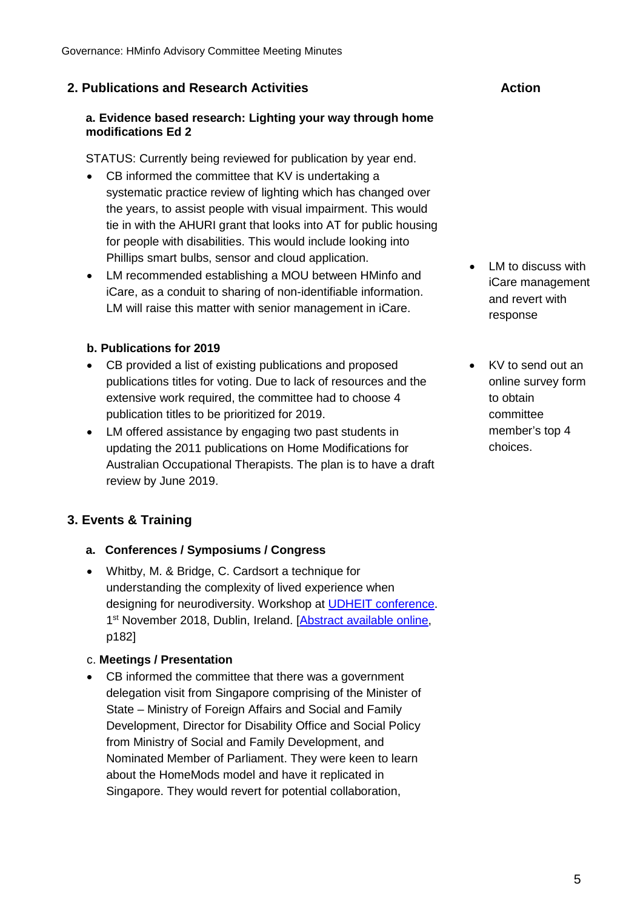## 2. Publications and Research Activities

**Action**

### a. Evidence based research: Lighting your way through home modifications Ed 2

STATUS: Currently being reviewed for publication by year end.

- CB informed the committee that KV is undertaking a systematic practice review of lighting which has changed over the years, to assist people with visual impairment. This would tie in with the AHURI grant that looks into AT for public housing for people with disabilities. This would include looking into Phillips smart bulbs, sensor and cloud application.
- LM recommended establishing a MOU between HMinfo and iCare, as a conduit to sharing of non-identifiable information. LM will raise this matter with senior management in iCare.

Action:

- LM to discuss with iCare management and revert with response

### b. Publications for 2019

- CB provided a list of existing publications and proposed publications titles for voting. Due to lack of resources and the extensive work required, the committee had to choose 4 publication titles to be prioritized for 2019.
- LM offered assistance by engaging two past students in updating the 2011 publications on Home Modifications for Australian Occupational Therapists. The plan is to have a draft review by June 2019.

Action:

- KV to send out an online survey form to obtain committee member's top 4 choices.

## 3. Events & Training

### a. Conferences / Symposiums / Congress

- Whitby, M. & Bridge, C. Cardsort a technique for understanding the complexity of lived experience when designing for neurodiversity. Workshop at UDHEIT conference. 1st November 2018, Dublin, Ireland. [Abstract available online, p182]

### c. Meetings / Presentation

- CB informed the committee that there was a government delegation visit from Singapore comprising of the Minister of State – Ministry of Foreign Affairs and Social and Family Development, Director for Disability Office and Social Policy from Ministry of Social and Family Development, and Nominated Member of Parliament. They were keen to learn about the HomeMods model and have it replicated in Singapore. They would revert for potential collaboration,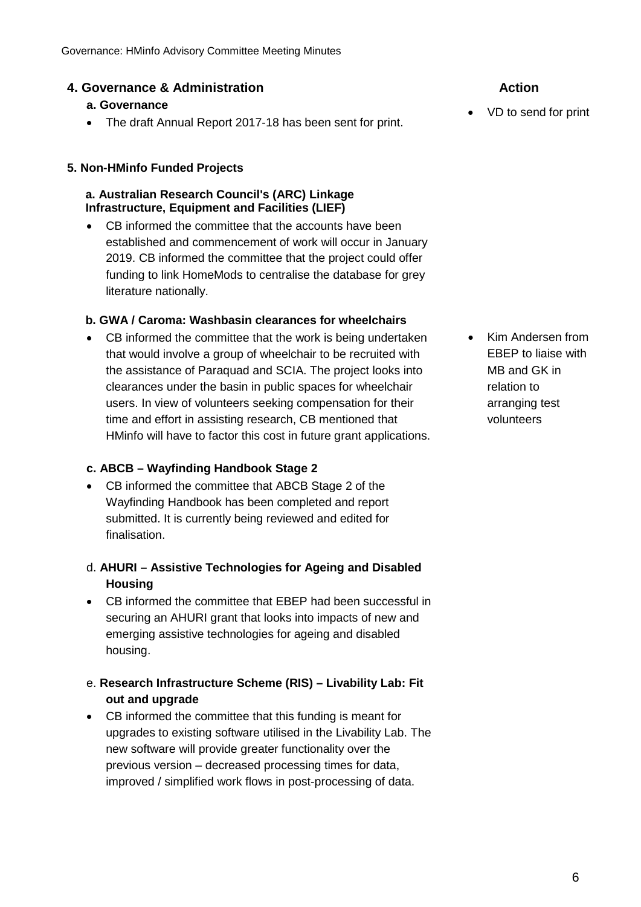## 4. Governance & Administration

**Action**

### a. Governance

- The draft Annual Report 2017-18 has been sent for print.

*Action:*
- VD to send for print

## 5. Non-HMinfo Funded Projects

### a. Australian Research Council's (ARC) Linkage Infrastructure, Equipment and Facilities (LIEF)

- CB informed the committee that the accounts have been established and commencement of work will occur in January 2019. CB informed the committee that the project could offer funding to link HomeMods to centralise the database for grey literature nationally.

### b. GWA / Caroma: Washbasin clearances for wheelchairs

- CB informed the committee that the work is being undertaken that would involve a group of wheelchair to be recruited with the assistance of Paraquad and SCIA. The project looks into clearances under the basin in public spaces for wheelchair users. In view of volunteers seeking compensation for their time and effort in assisting research, CB mentioned that HMinfo will have to factor this cost in future grant applications.

*Action:*
- Kim Andersen from EBEP to liaise with MB and GK in relation to arranging test volunteers

### c. ABCB – Wayfinding Handbook Stage 2

- CB informed the committee that ABCB Stage 2 of the Wayfinding Handbook has been completed and report submitted. It is currently being reviewed and edited for finalisation.

### d. AHURI – Assistive Technologies for Ageing and Disabled Housing

- CB informed the committee that EBEP had been successful in securing an AHURI grant that looks into impacts of new and emerging assistive technologies for ageing and disabled housing.

### e. Research Infrastructure Scheme (RIS) – Livability Lab: Fit out and upgrade

- CB informed the committee that this funding is meant for upgrades to existing software utilised in the Livability Lab. The new software will provide greater functionality over the previous version – decreased processing times for data, improved / simplified work flows in post-processing of data.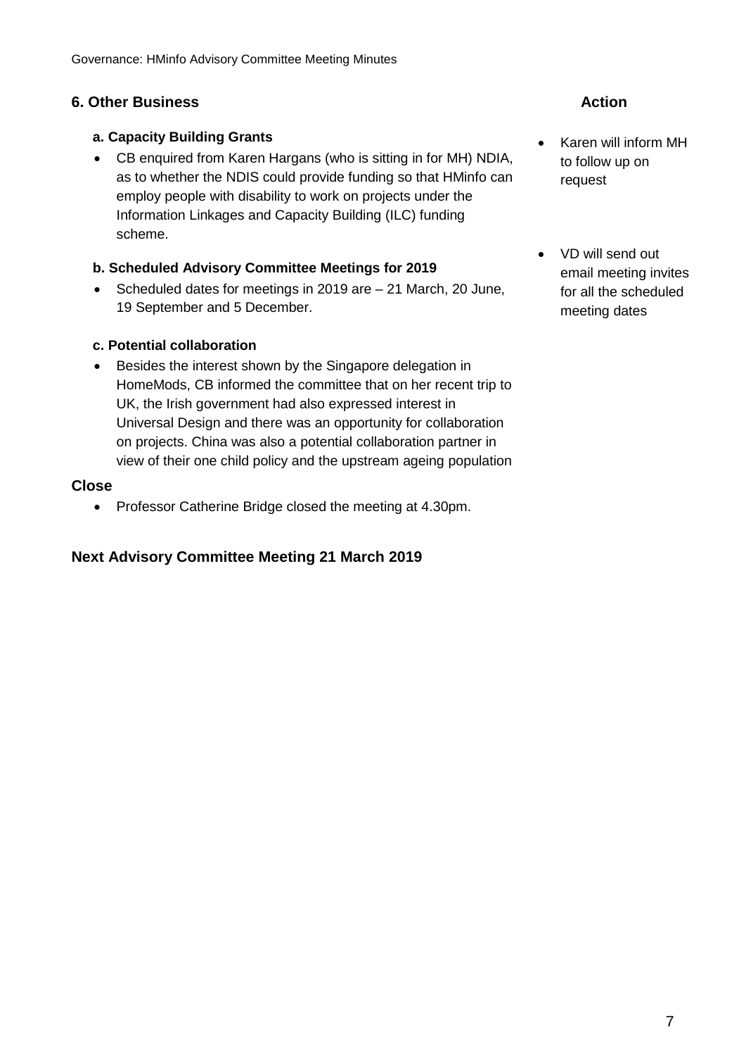## 6. Other Business

**Action**

### a. Capacity Building Grants

- CB enquired from Karen Hargans (who is sitting in for MH) NDIA, as to whether the NDIS could provide funding so that HMinfo can employ people with disability to work on projects under the Information Linkages and Capacity Building (ILC) funding scheme.

*Action:*
- Karen will inform MH to follow up on request

### b. Scheduled Advisory Committee Meetings for 2019

- Scheduled dates for meetings in 2019 are – 21 March, 20 June, 19 September and 5 December.

*Action:*
- VD will send out email meeting invites for all the scheduled meeting dates

### c. Potential collaboration

- Besides the interest shown by the Singapore delegation in HomeMods, CB informed the committee that on her recent trip to UK, the Irish government had also expressed interest in Universal Design and there was an opportunity for collaboration on projects. China was also a potential collaboration partner in view of their one child policy and the upstream ageing population

## Close

- Professor Catherine Bridge closed the meeting at 4.30pm.

## Next Advisory Committee Meeting 21 March 2019